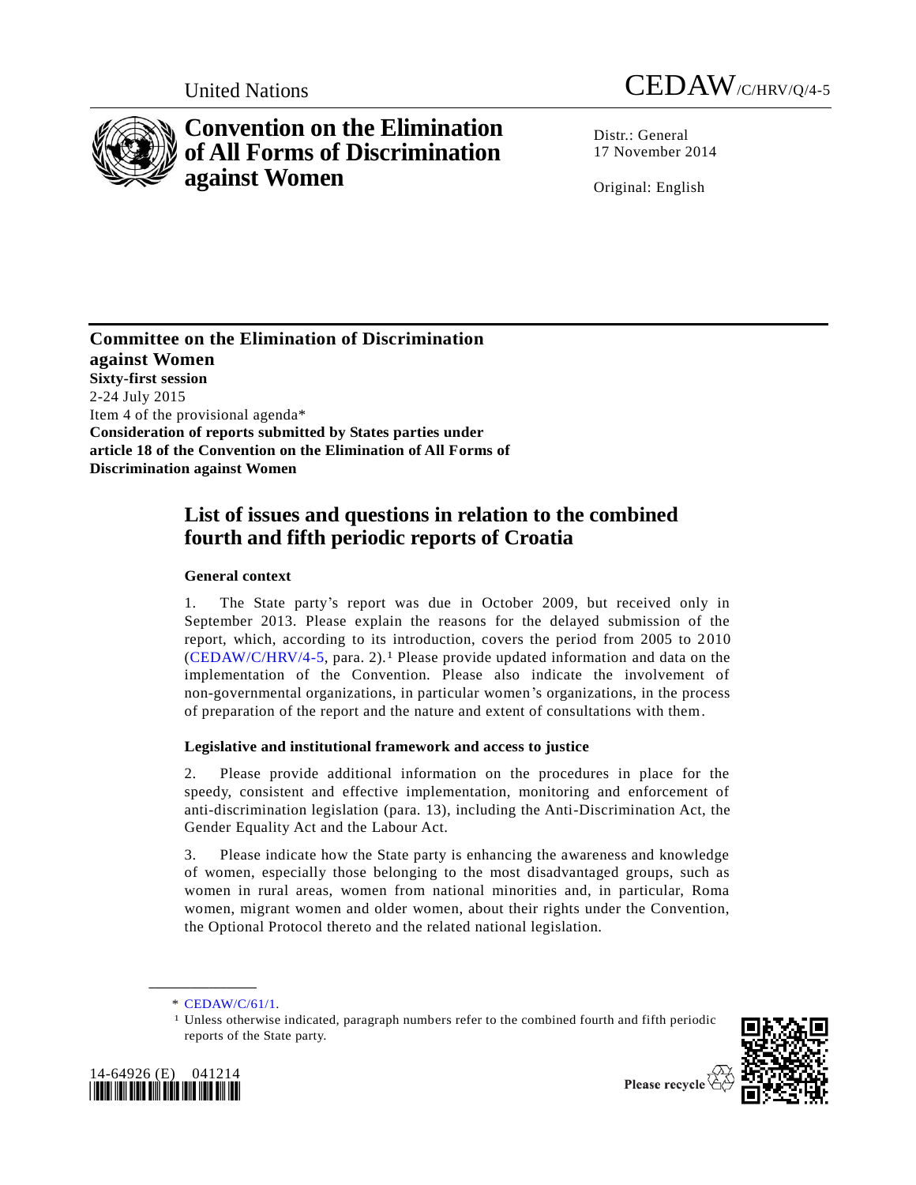United Nations

# CEDAW/C/HRV/Q/4-5

**Convention on the Elimination of All Forms of Discrimination against Women**

Distr.: General
17 November 2014

Original: English

**Committee on the Elimination of Discrimination against Women**
**Sixty-first session**
2-24 July 2015
Item 4 of the provisional agenda*
**Consideration of reports submitted by States parties under article 18 of the Convention on the Elimination of All Forms of Discrimination against Women**

## List of issues and questions in relation to the combined fourth and fifth periodic reports of Croatia

### General context

1. The State party's report was due in October 2009, but received only in September 2013. Please explain the reasons for the delayed submission of the report, which, according to its introduction, covers the period from 2005 to 2010 (CEDAW/C/HRV/4-5, para. 2).[1] Please provide updated information and data on the implementation of the Convention. Please also indicate the involvement of non-governmental organizations, in particular women's organizations, in the process of preparation of the report and the nature and extent of consultations with them.

### Legislative and institutional framework and access to justice

2. Please provide additional information on the procedures in place for the speedy, consistent and effective implementation, monitoring and enforcement of anti-discrimination legislation (para. 13), including the Anti-Discrimination Act, the Gender Equality Act and the Labour Act.

3. Please indicate how the State party is enhancing the awareness and knowledge of women, especially those belonging to the most disadvantaged groups, such as women in rural areas, women from national minorities and, in particular, Roma women, migrant women and older women, about their rights under the Convention, the Optional Protocol thereto and the related national legislation.

\* CEDAW/C/61/1.

[1] Unless otherwise indicated, paragraph numbers refer to the combined fourth and fifth periodic reports of the State party.

14-64926 (E) 041214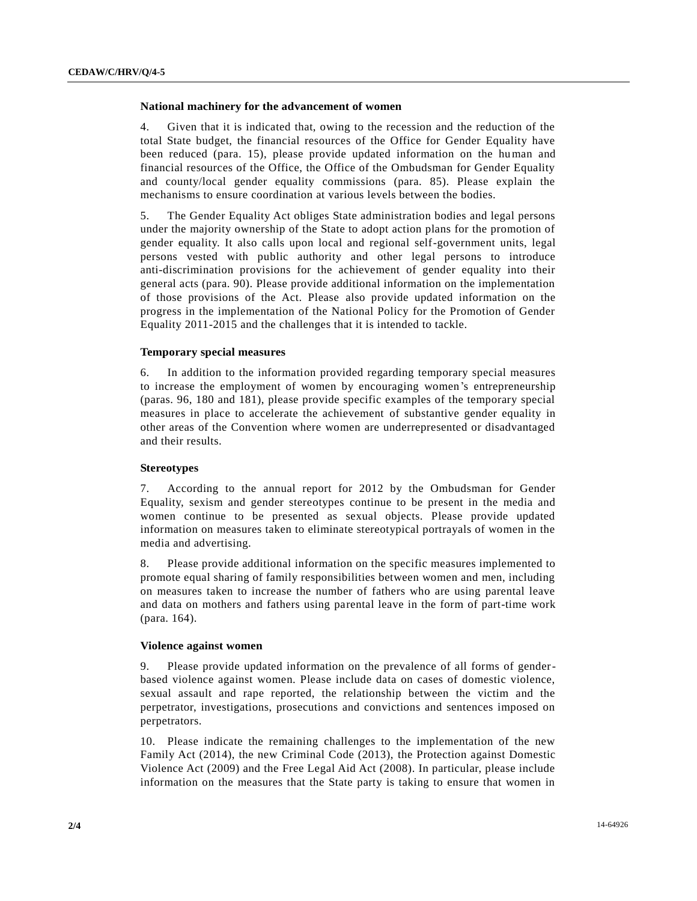### National machinery for the advancement of women

4. Given that it is indicated that, owing to the recession and the reduction of the total State budget, the financial resources of the Office for Gender Equality have been reduced (para. 15), please provide updated information on the human and financial resources of the Office, the Office of the Ombudsman for Gender Equality and county/local gender equality commissions (para. 85). Please explain the mechanisms to ensure coordination at various levels between the bodies.

5. The Gender Equality Act obliges State administration bodies and legal persons under the majority ownership of the State to adopt action plans for the promotion of gender equality. It also calls upon local and regional self-government units, legal persons vested with public authority and other legal persons to introduce anti-discrimination provisions for the achievement of gender equality into their general acts (para. 90). Please provide additional information on the implementation of those provisions of the Act. Please also provide updated information on the progress in the implementation of the National Policy for the Promotion of Gender Equality 2011-2015 and the challenges that it is intended to tackle.

### Temporary special measures

6. In addition to the information provided regarding temporary special measures to increase the employment of women by encouraging women's entrepreneurship (paras. 96, 180 and 181), please provide specific examples of the temporary special measures in place to accelerate the achievement of substantive gender equality in other areas of the Convention where women are underrepresented or disadvantaged and their results.

### Stereotypes

7. According to the annual report for 2012 by the Ombudsman for Gender Equality, sexism and gender stereotypes continue to be present in the media and women continue to be presented as sexual objects. Please provide updated information on measures taken to eliminate stereotypical portrayals of women in the media and advertising.

8. Please provide additional information on the specific measures implemented to promote equal sharing of family responsibilities between women and men, including on measures taken to increase the number of fathers who are using parental leave and data on mothers and fathers using parental leave in the form of part-time work (para. 164).

### Violence against women

9. Please provide updated information on the prevalence of all forms of gender-based violence against women. Please include data on cases of domestic violence, sexual assault and rape reported, the relationship between the victim and the perpetrator, investigations, prosecutions and convictions and sentences imposed on perpetrators.

10. Please indicate the remaining challenges to the implementation of the new Family Act (2014), the new Criminal Code (2013), the Protection against Domestic Violence Act (2009) and the Free Legal Aid Act (2008). In particular, please include information on the measures that the State party is taking to ensure that women in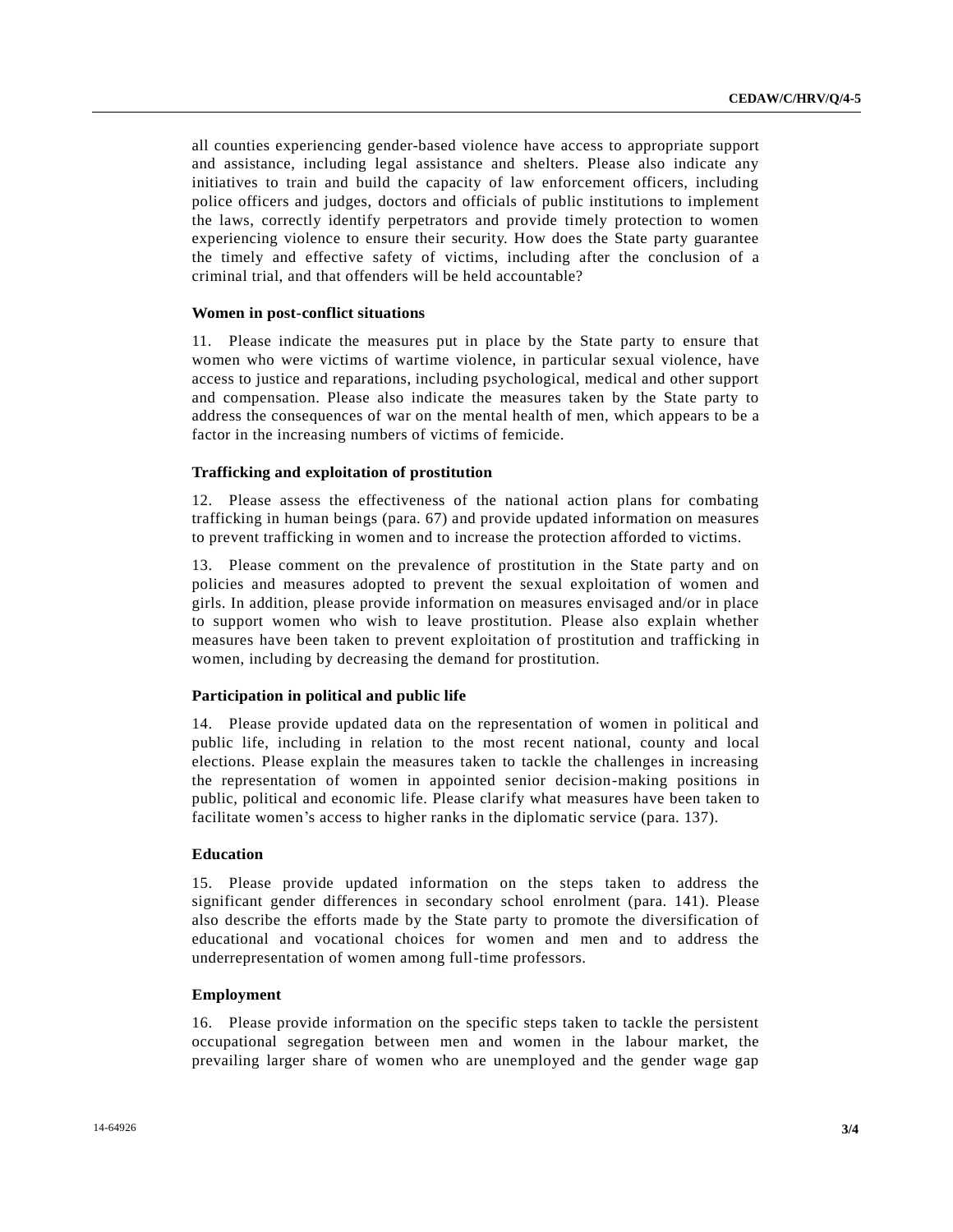all counties experiencing gender-based violence have access to appropriate support and assistance, including legal assistance and shelters. Please also indicate any initiatives to train and build the capacity of law enforcement officers, including police officers and judges, doctors and officials of public institutions to implement the laws, correctly identify perpetrators and provide timely protection to women experiencing violence to ensure their security. How does the State party guarantee the timely and effective safety of victims, including after the conclusion of a criminal trial, and that offenders will be held accountable?

### Women in post-conflict situations

11. Please indicate the measures put in place by the State party to ensure that women who were victims of wartime violence, in particular sexual violence, have access to justice and reparations, including psychological, medical and other support and compensation. Please also indicate the measures taken by the State party to address the consequences of war on the mental health of men, which appears to be a factor in the increasing numbers of victims of femicide.

### Trafficking and exploitation of prostitution

12. Please assess the effectiveness of the national action plans for combating trafficking in human beings (para. 67) and provide updated information on measures to prevent trafficking in women and to increase the protection afforded to victims.

13. Please comment on the prevalence of prostitution in the State party and on policies and measures adopted to prevent the sexual exploitation of women and girls. In addition, please provide information on measures envisaged and/or in place to support women who wish to leave prostitution. Please also explain whether measures have been taken to prevent exploitation of prostitution and trafficking in women, including by decreasing the demand for prostitution.

### Participation in political and public life

14. Please provide updated data on the representation of women in political and public life, including in relation to the most recent national, county and local elections. Please explain the measures taken to tackle the challenges in increasing the representation of women in appointed senior decision-making positions in public, political and economic life. Please clarify what measures have been taken to facilitate women's access to higher ranks in the diplomatic service (para. 137).

### Education

15. Please provide updated information on the steps taken to address the significant gender differences in secondary school enrolment (para. 141). Please also describe the efforts made by the State party to promote the diversification of educational and vocational choices for women and men and to address the underrepresentation of women among full-time professors.

### Employment

16. Please provide information on the specific steps taken to tackle the persistent occupational segregation between men and women in the labour market, the prevailing larger share of women who are unemployed and the gender wage gap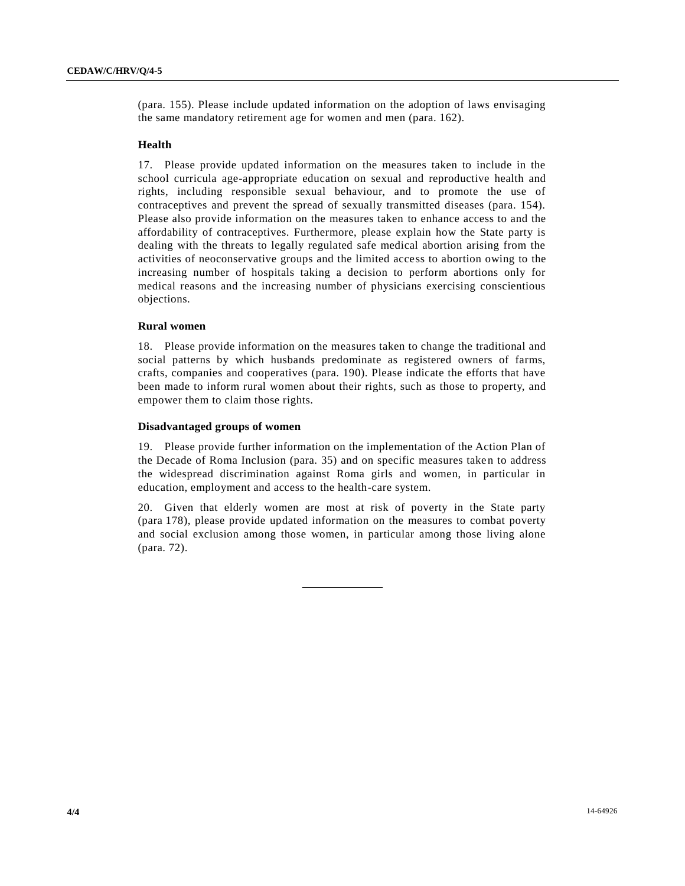(para. 155). Please include updated information on the adoption of laws envisaging the same mandatory retirement age for women and men (para. 162).

### Health

17. Please provide updated information on the measures taken to include in the school curricula age-appropriate education on sexual and reproductive health and rights, including responsible sexual behaviour, and to promote the use of contraceptives and prevent the spread of sexually transmitted diseases (para. 154). Please also provide information on the measures taken to enhance access to and the affordability of contraceptives. Furthermore, please explain how the State party is dealing with the threats to legally regulated safe medical abortion arising from the activities of neoconservative groups and the limited access to abortion owing to the increasing number of hospitals taking a decision to perform abortions only for medical reasons and the increasing number of physicians exercising conscientious objections.

### Rural women

18. Please provide information on the measures taken to change the traditional and social patterns by which husbands predominate as registered owners of farms, crafts, companies and cooperatives (para. 190). Please indicate the efforts that have been made to inform rural women about their rights, such as those to property, and empower them to claim those rights.

### Disadvantaged groups of women

19. Please provide further information on the implementation of the Action Plan of the Decade of Roma Inclusion (para. 35) and on specific measures taken to address the widespread discrimination against Roma girls and women, in particular in education, employment and access to the health-care system.

20. Given that elderly women are most at risk of poverty in the State party (para 178), please provide updated information on the measures to combat poverty and social exclusion among those women, in particular among those living alone (para. 72).